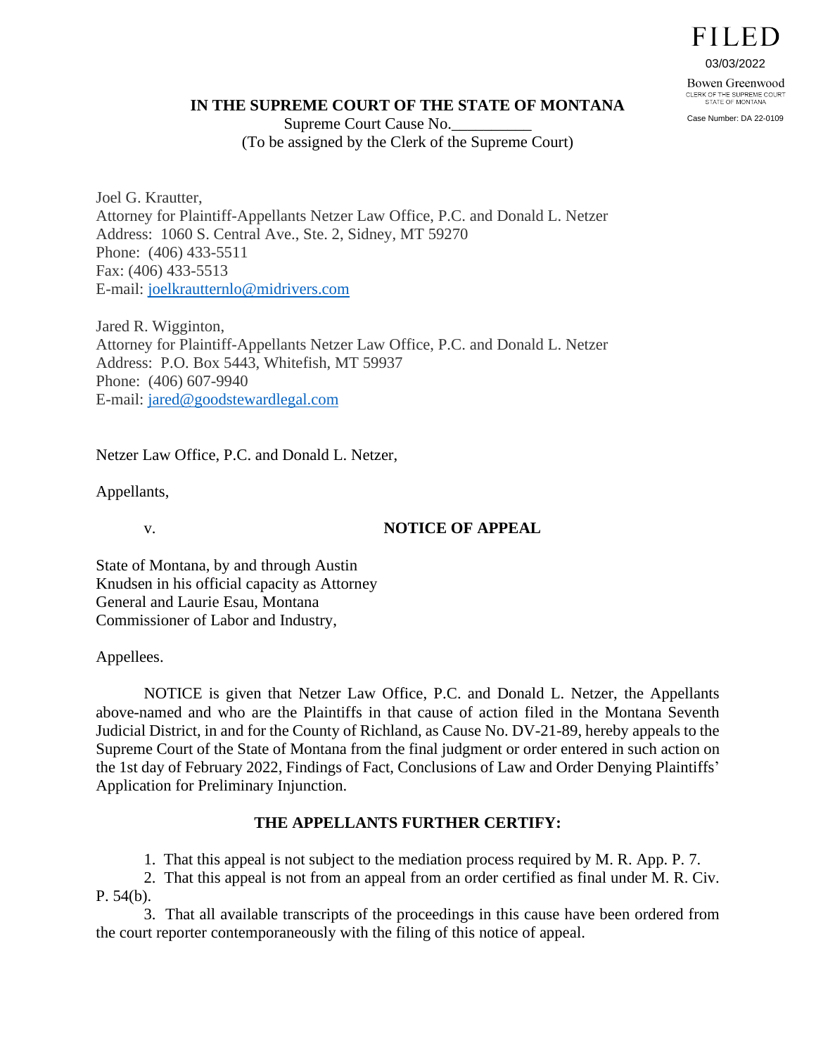FILED

03/03/2022

Bowen Greenwood
CLERK OF THE SUPREME COURT
STATE OF MONTANA

Case Number: DA 22-0109

**IN THE SUPREME COURT OF THE STATE OF MONTANA**

Supreme Court Cause No.__________
(To be assigned by the Clerk of the Supreme Court)

Joel G. Krautter,
Attorney for Plaintiff-Appellants Netzer Law Office, P.C. and Donald L. Netzer
Address: 1060 S. Central Ave., Ste. 2, Sidney, MT 59270
Phone: (406) 433-5511
Fax: (406) 433-5513
E-mail: joelkrautternlo@midrivers.com

Jared R. Wigginton,
Attorney for Plaintiff-Appellants Netzer Law Office, P.C. and Donald L. Netzer
Address: P.O. Box 5443, Whitefish, MT 59937
Phone: (406) 607-9940
E-mail: jared@goodstewardlegal.com

Netzer Law Office, P.C. and Donald L. Netzer,

Appellants,

v.

**NOTICE OF APPEAL**

State of Montana, by and through Austin Knudsen in his official capacity as Attorney General and Laurie Esau, Montana Commissioner of Labor and Industry,

Appellees.

NOTICE is given that Netzer Law Office, P.C. and Donald L. Netzer, the Appellants above-named and who are the Plaintiffs in that cause of action filed in the Montana Seventh Judicial District, in and for the County of Richland, as Cause No. DV-21-89, hereby appeals to the Supreme Court of the State of Montana from the final judgment or order entered in such action on the 1st day of February 2022, Findings of Fact, Conclusions of Law and Order Denying Plaintiffs' Application for Preliminary Injunction.

**THE APPELLANTS FURTHER CERTIFY:**

1. That this appeal is not subject to the mediation process required by M. R. App. P. 7.
2. That this appeal is not from an appeal from an order certified as final under M. R. Civ. P. 54(b).
3. That all available transcripts of the proceedings in this cause have been ordered from the court reporter contemporaneously with the filing of this notice of appeal.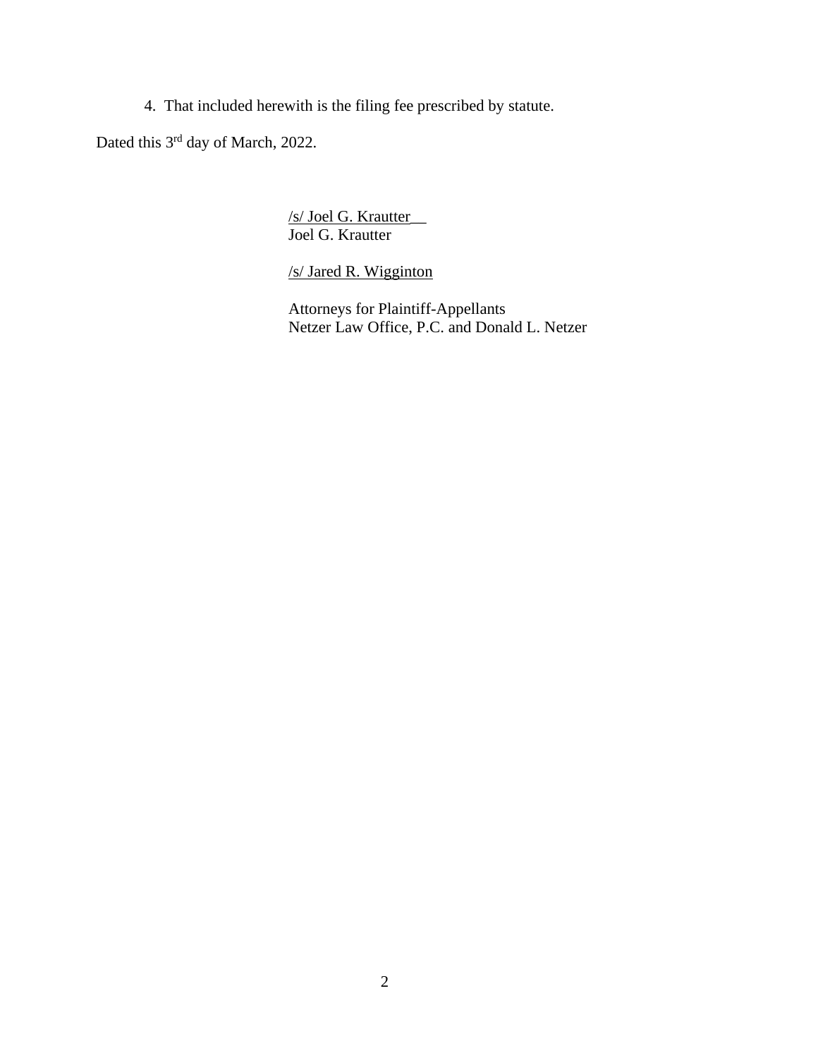4. That included herewith is the filing fee prescribed by statute.

Dated this 3rd day of March, 2022.

/s/ Joel G. Krautter__
Joel G. Krautter

/s/ Jared R. Wigginton

Attorneys for Plaintiff-Appellants
Netzer Law Office, P.C. and Donald L. Netzer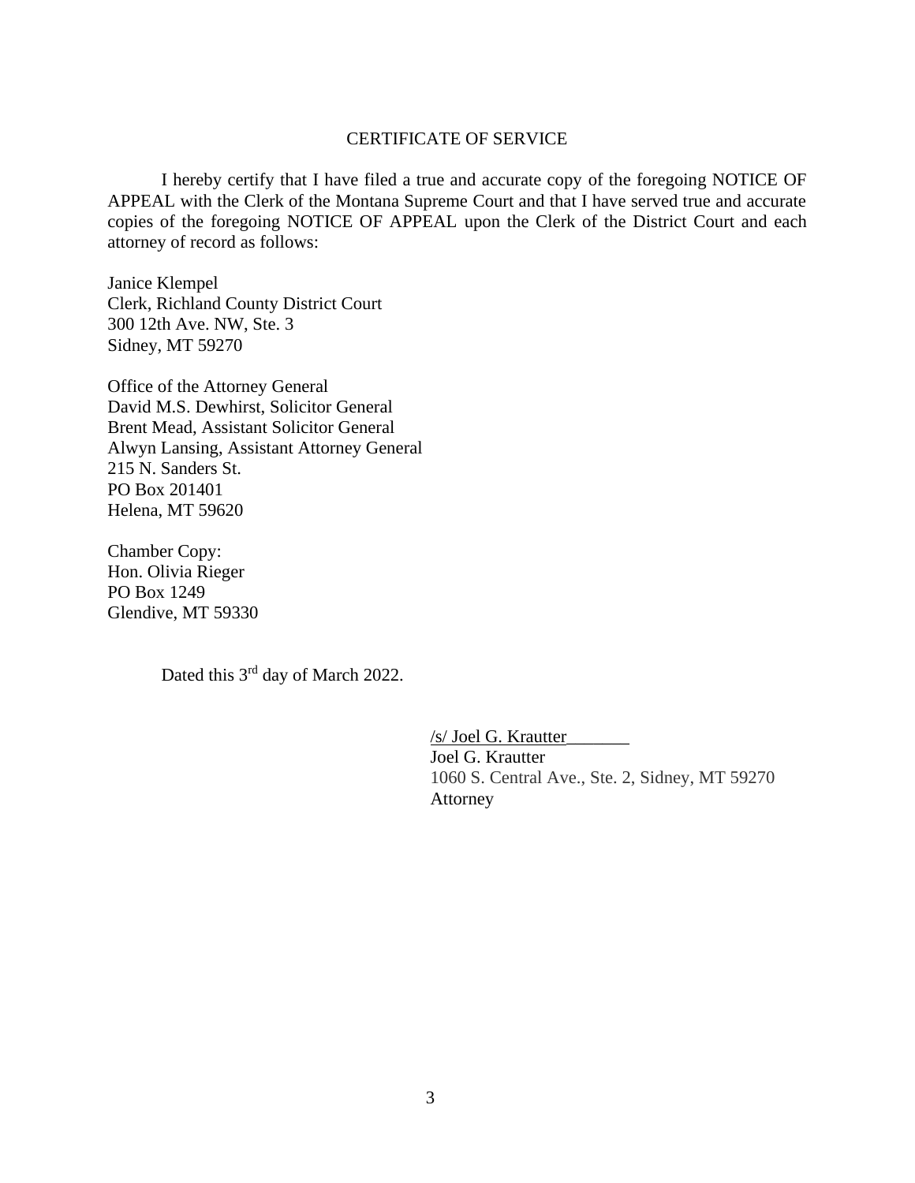## CERTIFICATE OF SERVICE

I hereby certify that I have filed a true and accurate copy of the foregoing NOTICE OF APPEAL with the Clerk of the Montana Supreme Court and that I have served true and accurate copies of the foregoing NOTICE OF APPEAL upon the Clerk of the District Court and each attorney of record as follows:

Janice Klempel
Clerk, Richland County District Court
300 12th Ave. NW, Ste. 3
Sidney, MT 59270

Office of the Attorney General
David M.S. Dewhirst, Solicitor General
Brent Mead, Assistant Solicitor General
Alwyn Lansing, Assistant Attorney General
215 N. Sanders St.
PO Box 201401
Helena, MT 59620

Chamber Copy:
Hon. Olivia Rieger
PO Box 1249
Glendive, MT 59330

Dated this 3rd day of March 2022.

/s/ Joel G. Krautter
Joel G. Krautter
1060 S. Central Ave., Ste. 2, Sidney, MT 59270
Attorney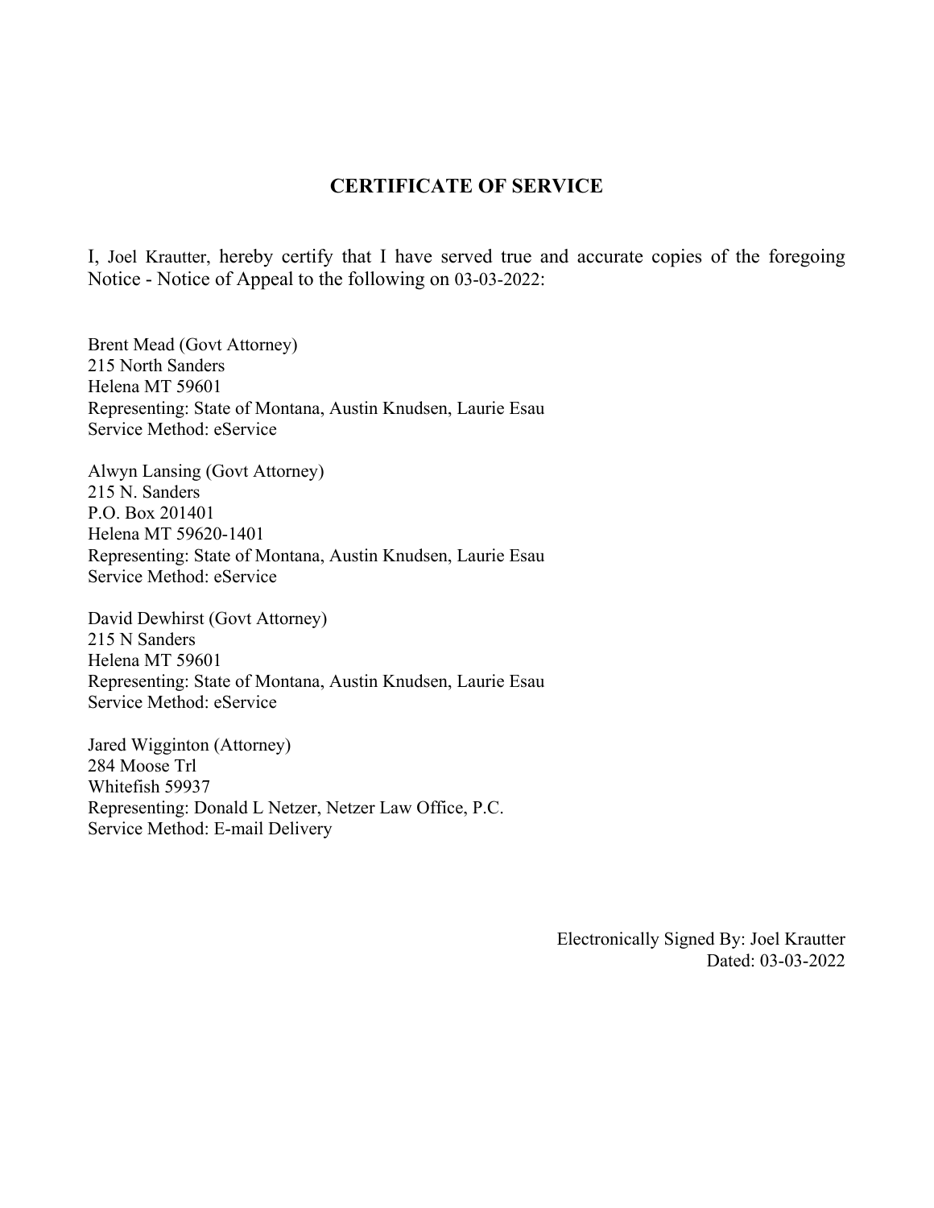# CERTIFICATE OF SERVICE

I, Joel Krautter, hereby certify that I have served true and accurate copies of the foregoing Notice - Notice of Appeal to the following on 03-03-2022:

Brent Mead (Govt Attorney)
215 North Sanders
Helena MT 59601
Representing: State of Montana, Austin Knudsen, Laurie Esau
Service Method: eService

Alwyn Lansing (Govt Attorney)
215 N. Sanders
P.O. Box 201401
Helena MT 59620-1401
Representing: State of Montana, Austin Knudsen, Laurie Esau
Service Method: eService

David Dewhirst (Govt Attorney)
215 N Sanders
Helena MT 59601
Representing: State of Montana, Austin Knudsen, Laurie Esau
Service Method: eService

Jared Wigginton (Attorney)
284 Moose Trl
Whitefish 59937
Representing: Donald L Netzer, Netzer Law Office, P.C.
Service Method: E-mail Delivery

Electronically Signed By: Joel Krautter
Dated: 03-03-2022